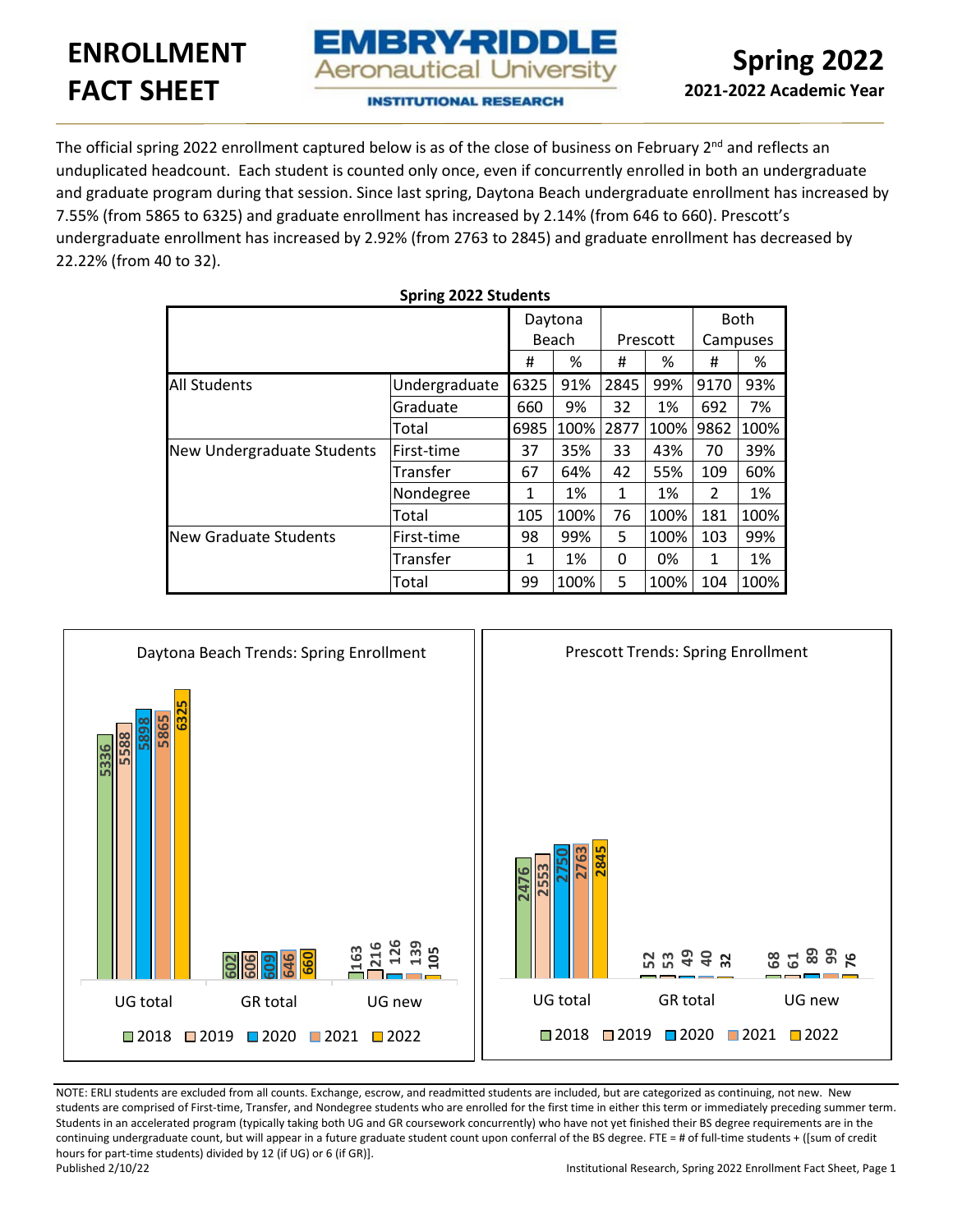# ENROLLMENT FACT SHEET

EMBRY-RIDDLE Aeronautical University

INSTITUTIONAL RESEARCH

## Spring 2022

**2021-2022 Academic Year**

The official spring 2022 enrollment captured below is as of the close of business on February 2nd and reflects an unduplicated headcount. Each student is counted only once, even if concurrently enrolled in both an undergraduate and graduate program during that session. Since last spring, Daytona Beach undergraduate enrollment has increased by 7.55% (from 5865 to 6325) and graduate enrollment has increased by 2.14% (from 646 to 660). Prescott's undergraduate enrollment has increased by 2.92% (from 2763 to 2845) and graduate enrollment has decreased by 22.22% (from 40 to 32).

**Spring 2022 Students**

| | | Daytona Beach | | Prescott | | Both Campuses | |
|---|---|---|---|---|---|---|---|
| | | # | % | # | % | # | % |
| All Students | Undergraduate | 6325 | 91% | 2845 | 99% | 9170 | 93% |
| | Graduate | 660 | 9% | 32 | 1% | 692 | 7% |
| | Total | 6985 | 100% | 2877 | 100% | 9862 | 100% |
| New Undergraduate Students | First-time | 37 | 35% | 33 | 43% | 70 | 39% |
| | Transfer | 67 | 64% | 42 | 55% | 109 | 60% |
| | Nondegree | 1 | 1% | 1 | 1% | 2 | 1% |
| | Total | 105 | 100% | 76 | 100% | 181 | 100% |
| New Graduate Students | First-time | 98 | 99% | 5 | 100% | 103 | 99% |
| | Transfer | 1 | 1% | 0 | 0% | 1 | 1% |
| | Total | 99 | 100% | 5 | 100% | 104 | 100% |

**Daytona Beach Trends: Spring Enrollment**

| | 2018 | 2019 | 2020 | 2021 | 2022 |
|---|---|---|---|---|---|
| UG total | 5336 | 5588 | 5898 | 5865 | 6325 |
| GR total | 602 | 606 | 609 | 646 | 660 |
| UG new | 163 | 216 | 126 | 139 | 105 |

**Prescott Trends: Spring Enrollment**

| | 2018 | 2019 | 2020 | 2021 | 2022 |
|---|---|---|---|---|---|
| UG total | 2476 | 2553 | 2750 | 2763 | 2845 |
| GR total | 52 | 53 | 49 | 40 | 32 |
| UG new | 68 | 61 | 89 | 99 | 76 |

NOTE: ERLI students are excluded from all counts. Exchange, escrow, and readmitted students are included, but are categorized as continuing, not new. New students are comprised of First-time, Transfer, and Nondegree students who are enrolled for the first time in either this term or immediately preceding summer term. Students in an accelerated program (typically taking both UG and GR coursework concurrently) who have not yet finished their BS degree requirements are in the continuing undergraduate count, but will appear in a future graduate student count upon conferral of the BS degree. FTE = # of full-time students + ([sum of credit hours for part-time students) divided by 12 (if UG) or 6 (if GR)].

Published 2/10/22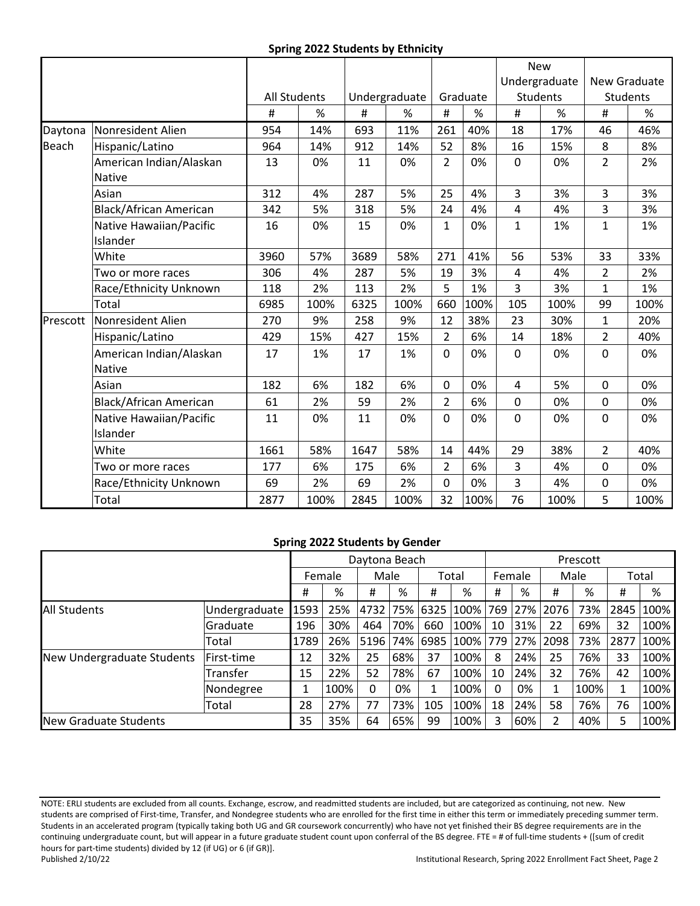## Spring 2022 Students by Ethnicity

| | | All Students | | Undergraduate | | Graduate | | New Undergraduate Students | | New Graduate Students | |
|---|---|---|---|---|---|---|---|---|---|---|---|
| | | # | % | # | % | # | % | # | % | # | % |
| Daytona Beach | Nonresident Alien | 954 | 14% | 693 | 11% | 261 | 40% | 18 | 17% | 46 | 46% |
| | Hispanic/Latino | 964 | 14% | 912 | 14% | 52 | 8% | 16 | 15% | 8 | 8% |
| | American Indian/Alaskan Native | 13 | 0% | 11 | 0% | 2 | 0% | 0 | 0% | 2 | 2% |
| | Asian | 312 | 4% | 287 | 5% | 25 | 4% | 3 | 3% | 3 | 3% |
| | Black/African American | 342 | 5% | 318 | 5% | 24 | 4% | 4 | 4% | 3 | 3% |
| | Native Hawaiian/Pacific Islander | 16 | 0% | 15 | 0% | 1 | 0% | 1 | 1% | 1 | 1% |
| | White | 3960 | 57% | 3689 | 58% | 271 | 41% | 56 | 53% | 33 | 33% |
| | Two or more races | 306 | 4% | 287 | 5% | 19 | 3% | 4 | 4% | 2 | 2% |
| | Race/Ethnicity Unknown | 118 | 2% | 113 | 2% | 5 | 1% | 3 | 3% | 1 | 1% |
| | Total | 6985 | 100% | 6325 | 100% | 660 | 100% | 105 | 100% | 99 | 100% |
| Prescott | Nonresident Alien | 270 | 9% | 258 | 9% | 12 | 38% | 23 | 30% | 1 | 20% |
| | Hispanic/Latino | 429 | 15% | 427 | 15% | 2 | 6% | 14 | 18% | 2 | 40% |
| | American Indian/Alaskan Native | 17 | 1% | 17 | 1% | 0 | 0% | 0 | 0% | 0 | 0% |
| | Asian | 182 | 6% | 182 | 6% | 0 | 0% | 4 | 5% | 0 | 0% |
| | Black/African American | 61 | 2% | 59 | 2% | 2 | 6% | 0 | 0% | 0 | 0% |
| | Native Hawaiian/Pacific Islander | 11 | 0% | 11 | 0% | 0 | 0% | 0 | 0% | 0 | 0% |
| | White | 1661 | 58% | 1647 | 58% | 14 | 44% | 29 | 38% | 2 | 40% |
| | Two or more races | 177 | 6% | 175 | 6% | 2 | 6% | 3 | 4% | 0 | 0% |
| | Race/Ethnicity Unknown | 69 | 2% | 69 | 2% | 0 | 0% | 3 | 4% | 0 | 0% |
| | Total | 2877 | 100% | 2845 | 100% | 32 | 100% | 76 | 100% | 5 | 100% |

## Spring 2022 Students by Gender

| | | Daytona Beach | | | | | | Prescott | | | | | |
|---|---|---|---|---|---|---|---|---|---|---|---|---|---|
| | | Female | | Male | | Total | | Female | | Male | | Total | |
| | | # | % | # | % | # | % | # | % | # | % | # | % |
| All Students | Undergraduate | 1593 | 25% | 4732 | 75% | 6325 | 100% | 769 | 27% | 2076 | 73% | 2845 | 100% |
| | Graduate | 196 | 30% | 464 | 70% | 660 | 100% | 10 | 31% | 22 | 69% | 32 | 100% |
| | Total | 1789 | 26% | 5196 | 74% | 6985 | 100% | 779 | 27% | 2098 | 73% | 2877 | 100% |
| New Undergraduate Students | First-time | 12 | 32% | 25 | 68% | 37 | 100% | 8 | 24% | 25 | 76% | 33 | 100% |
| | Transfer | 15 | 22% | 52 | 78% | 67 | 100% | 10 | 24% | 32 | 76% | 42 | 100% |
| | Nondegree | 1 | 100% | 0 | 0% | 1 | 100% | 0 | 0% | 1 | 100% | 1 | 100% |
| | Total | 28 | 27% | 77 | 73% | 105 | 100% | 18 | 24% | 58 | 76% | 76 | 100% |
| New Graduate Students | | 35 | 35% | 64 | 65% | 99 | 100% | 3 | 60% | 2 | 40% | 5 | 100% |

NOTE: ERLI students are excluded from all counts. Exchange, escrow, and readmitted students are included, but are categorized as continuing, not new. New students are comprised of First-time, Transfer, and Nondegree students who are enrolled for the first time in either this term or immediately preceding summer term. Students in an accelerated program (typically taking both UG and GR coursework concurrently) who have not yet finished their BS degree requirements are in the continuing undergraduate count, but will appear in a future graduate student count upon conferral of the BS degree. FTE = # of full-time students + ([sum of credit hours for part-time students) divided by 12 (if UG) or 6 (if GR)].

Published 2/10/22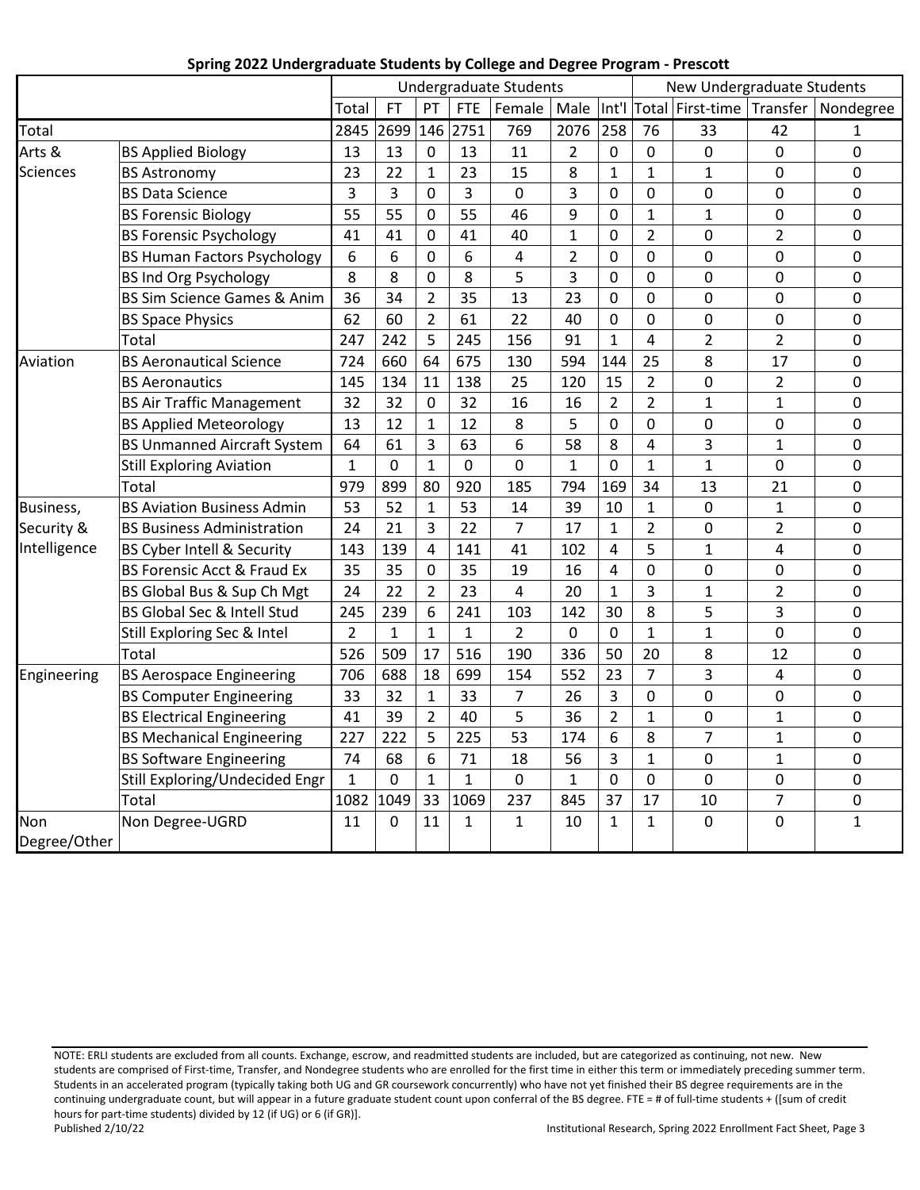**Spring 2022 Undergraduate Students by College and Degree Program - Prescott**

| | | Undergraduate Students | | | | | | | New Undergraduate Students | | | |
|---|---|---|---|---|---|---|---|---|---|---|---|---|
| | | Total | FT | PT | FTE | Female | Male | Int'l | Total | First-time | Transfer | Nondegree |
| Total | | 2845 | 2699 | 146 | 2751 | 769 | 2076 | 258 | 76 | 33 | 42 | 1 |
| Arts & Sciences | BS Applied Biology | 13 | 13 | 0 | 13 | 11 | 2 | 0 | 0 | 0 | 0 | 0 |
| | BS Astronomy | 23 | 22 | 1 | 23 | 15 | 8 | 1 | 1 | 1 | 0 | 0 |
| | BS Data Science | 3 | 3 | 0 | 3 | 0 | 3 | 0 | 0 | 0 | 0 | 0 |
| | BS Forensic Biology | 55 | 55 | 0 | 55 | 46 | 9 | 0 | 1 | 1 | 0 | 0 |
| | BS Forensic Psychology | 41 | 41 | 0 | 41 | 40 | 1 | 0 | 2 | 0 | 2 | 0 |
| | BS Human Factors Psychology | 6 | 6 | 0 | 6 | 4 | 2 | 0 | 0 | 0 | 0 | 0 |
| | BS Ind Org Psychology | 8 | 8 | 0 | 8 | 5 | 3 | 0 | 0 | 0 | 0 | 0 |
| | BS Sim Science Games & Anim | 36 | 34 | 2 | 35 | 13 | 23 | 0 | 0 | 0 | 0 | 0 |
| | BS Space Physics | 62 | 60 | 2 | 61 | 22 | 40 | 0 | 0 | 0 | 0 | 0 |
| | Total | 247 | 242 | 5 | 245 | 156 | 91 | 1 | 4 | 2 | 2 | 0 |
| Aviation | BS Aeronautical Science | 724 | 660 | 64 | 675 | 130 | 594 | 144 | 25 | 8 | 17 | 0 |
| | BS Aeronautics | 145 | 134 | 11 | 138 | 25 | 120 | 15 | 2 | 0 | 2 | 0 |
| | BS Air Traffic Management | 32 | 32 | 0 | 32 | 16 | 16 | 2 | 2 | 1 | 1 | 0 |
| | BS Applied Meteorology | 13 | 12 | 1 | 12 | 8 | 5 | 0 | 0 | 0 | 0 | 0 |
| | BS Unmanned Aircraft System | 64 | 61 | 3 | 63 | 6 | 58 | 8 | 4 | 3 | 1 | 0 |
| | Still Exploring Aviation | 1 | 0 | 1 | 0 | 0 | 1 | 0 | 1 | 1 | 0 | 0 |
| | Total | 979 | 899 | 80 | 920 | 185 | 794 | 169 | 34 | 13 | 21 | 0 |
| Business, Security & Intelligence | BS Aviation Business Admin | 53 | 52 | 1 | 53 | 14 | 39 | 10 | 1 | 0 | 1 | 0 |
| | BS Business Administration | 24 | 21 | 3 | 22 | 7 | 17 | 1 | 2 | 0 | 2 | 0 |
| | BS Cyber Intell & Security | 143 | 139 | 4 | 141 | 41 | 102 | 4 | 5 | 1 | 4 | 0 |
| | BS Forensic Acct & Fraud Ex | 35 | 35 | 0 | 35 | 19 | 16 | 4 | 0 | 0 | 0 | 0 |
| | BS Global Bus & Sup Ch Mgt | 24 | 22 | 2 | 23 | 4 | 20 | 1 | 3 | 1 | 2 | 0 |
| | BS Global Sec & Intell Stud | 245 | 239 | 6 | 241 | 103 | 142 | 30 | 8 | 5 | 3 | 0 |
| | Still Exploring Sec & Intel | 2 | 1 | 1 | 1 | 2 | 0 | 0 | 1 | 1 | 0 | 0 |
| | Total | 526 | 509 | 17 | 516 | 190 | 336 | 50 | 20 | 8 | 12 | 0 |
| Engineering | BS Aerospace Engineering | 706 | 688 | 18 | 699 | 154 | 552 | 23 | 7 | 3 | 4 | 0 |
| | BS Computer Engineering | 33 | 32 | 1 | 33 | 7 | 26 | 3 | 0 | 0 | 0 | 0 |
| | BS Electrical Engineering | 41 | 39 | 2 | 40 | 5 | 36 | 2 | 1 | 0 | 1 | 0 |
| | BS Mechanical Engineering | 227 | 222 | 5 | 225 | 53 | 174 | 6 | 8 | 7 | 1 | 0 |
| | BS Software Engineering | 74 | 68 | 6 | 71 | 18 | 56 | 3 | 1 | 0 | 1 | 0 |
| | Still Exploring/Undecided Engr | 1 | 0 | 1 | 1 | 0 | 1 | 0 | 0 | 0 | 0 | 0 |
| | Total | 1082 | 1049 | 33 | 1069 | 237 | 845 | 37 | 17 | 10 | 7 | 0 |
| Non Degree/Other | Non Degree-UGRD | 11 | 0 | 11 | 1 | 1 | 10 | 1 | 1 | 0 | 0 | 1 |

NOTE: ERLI students are excluded from all counts. Exchange, escrow, and readmitted students are included, but are categorized as continuing, not new. New students are comprised of First-time, Transfer, and Nondegree students who are enrolled for the first time in either this term or immediately preceding summer term. Students in an accelerated program (typically taking both UG and GR coursework concurrently) who have not yet finished their BS degree requirements are in the continuing undergraduate count, but will appear in a future graduate student count upon conferral of the BS degree. FTE = # of full-time students + ([sum of credit hours for part-time students) divided by 12 (if UG) or 6 (if GR)].

Published 2/10/22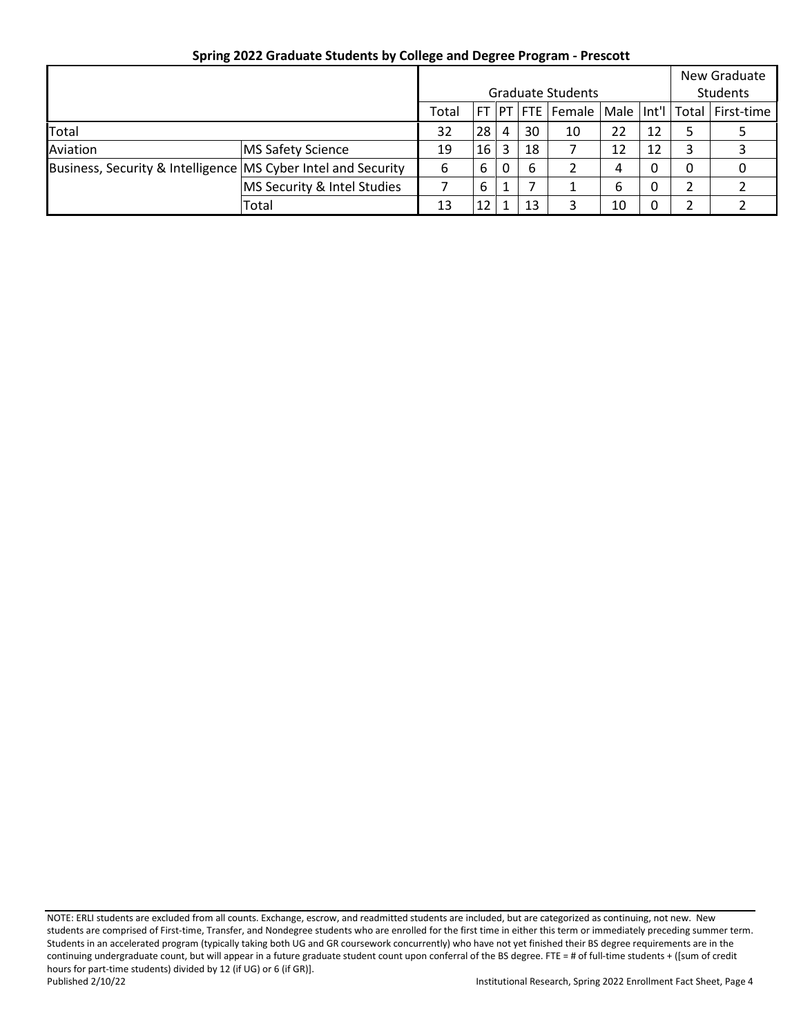**Spring 2022 Graduate Students by College and Degree Program - Prescott**

| | | Graduate Students | | | | | | | New Graduate Students | |
|---|---|---|---|---|---|---|---|---|---|---|
| | | Total | FT | PT | FTE | Female | Male | Int'l | Total | First-time |
| Total | | 32 | 28 | 4 | 30 | 10 | 22 | 12 | 5 | 5 |
| Aviation | MS Safety Science | 19 | 16 | 3 | 18 | 7 | 12 | 12 | 3 | 3 |
| Business, Security & Intelligence | MS Cyber Intel and Security | 6 | 6 | 0 | 6 | 2 | 4 | 0 | 0 | 0 |
| | MS Security & Intel Studies | 7 | 6 | 1 | 7 | 1 | 6 | 0 | 2 | 2 |
| | Total | 13 | 12 | 1 | 13 | 3 | 10 | 0 | 2 | 2 |

NOTE: ERLI students are excluded from all counts. Exchange, escrow, and readmitted students are included, but are categorized as continuing, not new. New students are comprised of First-time, Transfer, and Nondegree students who are enrolled for the first time in either this term or immediately preceding summer term. Students in an accelerated program (typically taking both UG and GR coursework concurrently) who have not yet finished their BS degree requirements are in the continuing undergraduate count, but will appear in a future graduate student count upon conferral of the BS degree. FTE = # of full-time students + ([sum of credit hours for part-time students) divided by 12 (if UG) or 6 (if GR)].

Published 2/10/22

Institutional Research, Spring 2022 Enrollment Fact Sheet, Page 4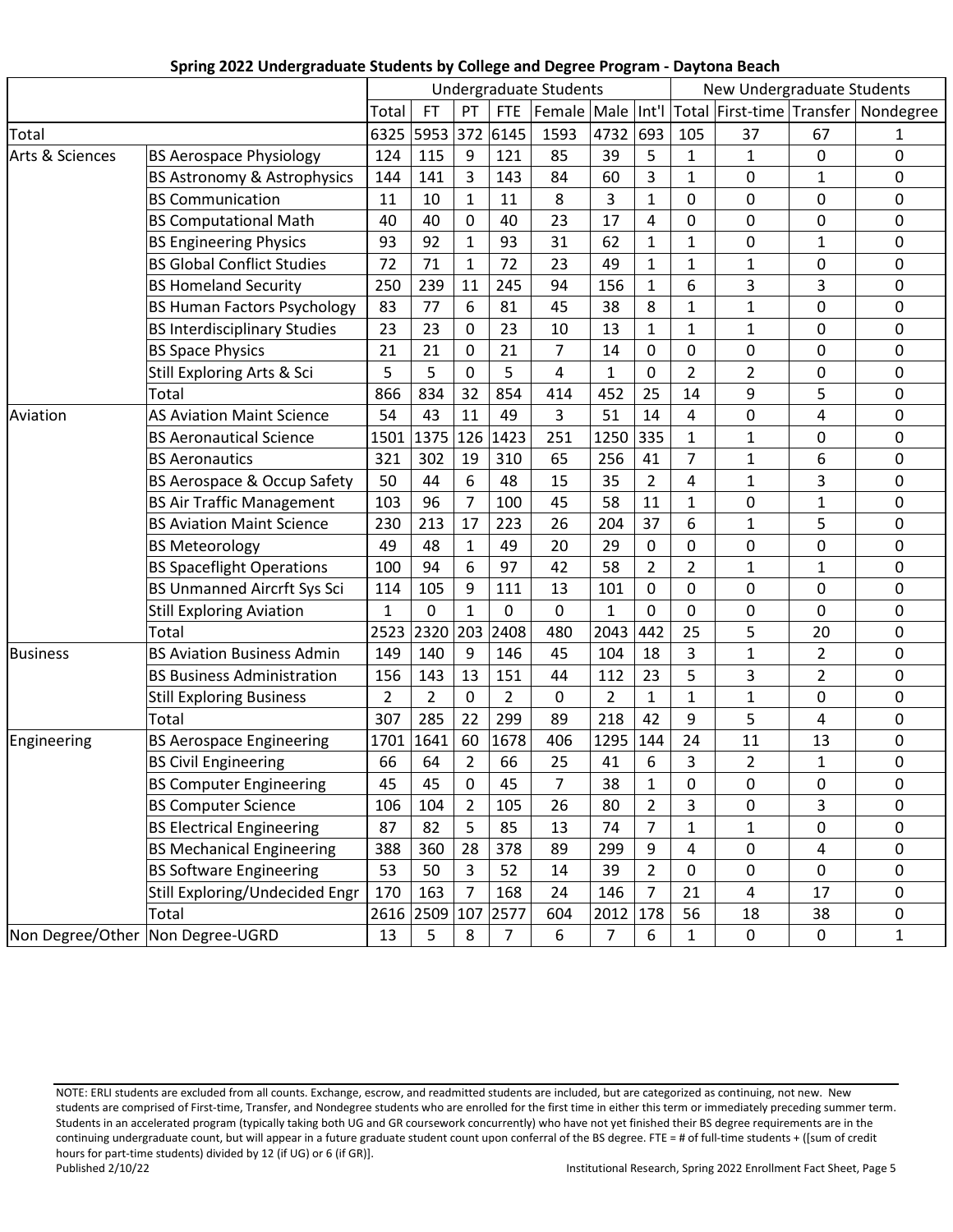**Spring 2022 Undergraduate Students by College and Degree Program - Daytona Beach**

| | | Undergraduate Students | | | | | | | New Undergraduate Students | | | |
|---|---|---|---|---|---|---|---|---|---|---|---|---|
| | | Total | FT | PT | FTE | Female | Male | Int'l | Total | First-time | Transfer | Nondegree |
| Total | | 6325 | 5953 | 372 | 6145 | 1593 | 4732 | 693 | 105 | 37 | 67 | 1 |
| Arts & Sciences | BS Aerospace Physiology | 124 | 115 | 9 | 121 | 85 | 39 | 5 | 1 | 1 | 0 | 0 |
| | BS Astronomy & Astrophysics | 144 | 141 | 3 | 143 | 84 | 60 | 3 | 1 | 0 | 1 | 0 |
| | BS Communication | 11 | 10 | 1 | 11 | 8 | 3 | 1 | 0 | 0 | 0 | 0 |
| | BS Computational Math | 40 | 40 | 0 | 40 | 23 | 17 | 4 | 0 | 0 | 0 | 0 |
| | BS Engineering Physics | 93 | 92 | 1 | 93 | 31 | 62 | 1 | 1 | 0 | 1 | 0 |
| | BS Global Conflict Studies | 72 | 71 | 1 | 72 | 23 | 49 | 1 | 1 | 1 | 0 | 0 |
| | BS Homeland Security | 250 | 239 | 11 | 245 | 94 | 156 | 1 | 6 | 3 | 3 | 0 |
| | BS Human Factors Psychology | 83 | 77 | 6 | 81 | 45 | 38 | 8 | 1 | 1 | 0 | 0 |
| | BS Interdisciplinary Studies | 23 | 23 | 0 | 23 | 10 | 13 | 1 | 1 | 1 | 0 | 0 |
| | BS Space Physics | 21 | 21 | 0 | 21 | 7 | 14 | 0 | 0 | 0 | 0 | 0 |
| | Still Exploring Arts & Sci | 5 | 5 | 0 | 5 | 4 | 1 | 0 | 2 | 2 | 0 | 0 |
| | Total | 866 | 834 | 32 | 854 | 414 | 452 | 25 | 14 | 9 | 5 | 0 |
| Aviation | AS Aviation Maint Science | 54 | 43 | 11 | 49 | 3 | 51 | 14 | 4 | 0 | 4 | 0 |
| | BS Aeronautical Science | 1501 | 1375 | 126 | 1423 | 251 | 1250 | 335 | 1 | 1 | 0 | 0 |
| | BS Aeronautics | 321 | 302 | 19 | 310 | 65 | 256 | 41 | 7 | 1 | 6 | 0 |
| | BS Aerospace & Occup Safety | 50 | 44 | 6 | 48 | 15 | 35 | 2 | 4 | 1 | 3 | 0 |
| | BS Air Traffic Management | 103 | 96 | 7 | 100 | 45 | 58 | 11 | 1 | 0 | 1 | 0 |
| | BS Aviation Maint Science | 230 | 213 | 17 | 223 | 26 | 204 | 37 | 6 | 1 | 5 | 0 |
| | BS Meteorology | 49 | 48 | 1 | 49 | 20 | 29 | 0 | 0 | 0 | 0 | 0 |
| | BS Spaceflight Operations | 100 | 94 | 6 | 97 | 42 | 58 | 2 | 2 | 1 | 1 | 0 |
| | BS Unmanned Aircrft Sys Sci | 114 | 105 | 9 | 111 | 13 | 101 | 0 | 0 | 0 | 0 | 0 |
| | Still Exploring Aviation | 1 | 0 | 1 | 0 | 0 | 1 | 0 | 0 | 0 | 0 | 0 |
| | Total | 2523 | 2320 | 203 | 2408 | 480 | 2043 | 442 | 25 | 5 | 20 | 0 |
| Business | BS Aviation Business Admin | 149 | 140 | 9 | 146 | 45 | 104 | 18 | 3 | 1 | 2 | 0 |
| | BS Business Administration | 156 | 143 | 13 | 151 | 44 | 112 | 23 | 5 | 3 | 2 | 0 |
| | Still Exploring Business | 2 | 2 | 0 | 2 | 0 | 2 | 1 | 1 | 1 | 0 | 0 |
| | Total | 307 | 285 | 22 | 299 | 89 | 218 | 42 | 9 | 5 | 4 | 0 |
| Engineering | BS Aerospace Engineering | 1701 | 1641 | 60 | 1678 | 406 | 1295 | 144 | 24 | 11 | 13 | 0 |
| | BS Civil Engineering | 66 | 64 | 2 | 66 | 25 | 41 | 6 | 3 | 2 | 1 | 0 |
| | BS Computer Engineering | 45 | 45 | 0 | 45 | 7 | 38 | 1 | 0 | 0 | 0 | 0 |
| | BS Computer Science | 106 | 104 | 2 | 105 | 26 | 80 | 2 | 3 | 0 | 3 | 0 |
| | BS Electrical Engineering | 87 | 82 | 5 | 85 | 13 | 74 | 7 | 1 | 1 | 0 | 0 |
| | BS Mechanical Engineering | 388 | 360 | 28 | 378 | 89 | 299 | 9 | 4 | 0 | 4 | 0 |
| | BS Software Engineering | 53 | 50 | 3 | 52 | 14 | 39 | 2 | 0 | 0 | 0 | 0 |
| | Still Exploring/Undecided Engr | 170 | 163 | 7 | 168 | 24 | 146 | 7 | 21 | 4 | 17 | 0 |
| | Total | 2616 | 2509 | 107 | 2577 | 604 | 2012 | 178 | 56 | 18 | 38 | 0 |
| Non Degree/Other | Non Degree-UGRD | 13 | 5 | 8 | 7 | 6 | 7 | 6 | 1 | 0 | 0 | 1 |

NOTE: ERLI students are excluded from all counts. Exchange, escrow, and readmitted students are included, but are categorized as continuing, not new. New students are comprised of First-time, Transfer, and Nondegree students who are enrolled for the first time in either this term or immediately preceding summer term. Students in an accelerated program (typically taking both UG and GR coursework concurrently) who have not yet finished their BS degree requirements are in the continuing undergraduate count, but will appear in a future graduate student count upon conferral of the BS degree. FTE = # of full-time students + ([sum of credit hours for part-time students) divided by 12 (if UG) or 6 (if GR)].

Published 2/10/22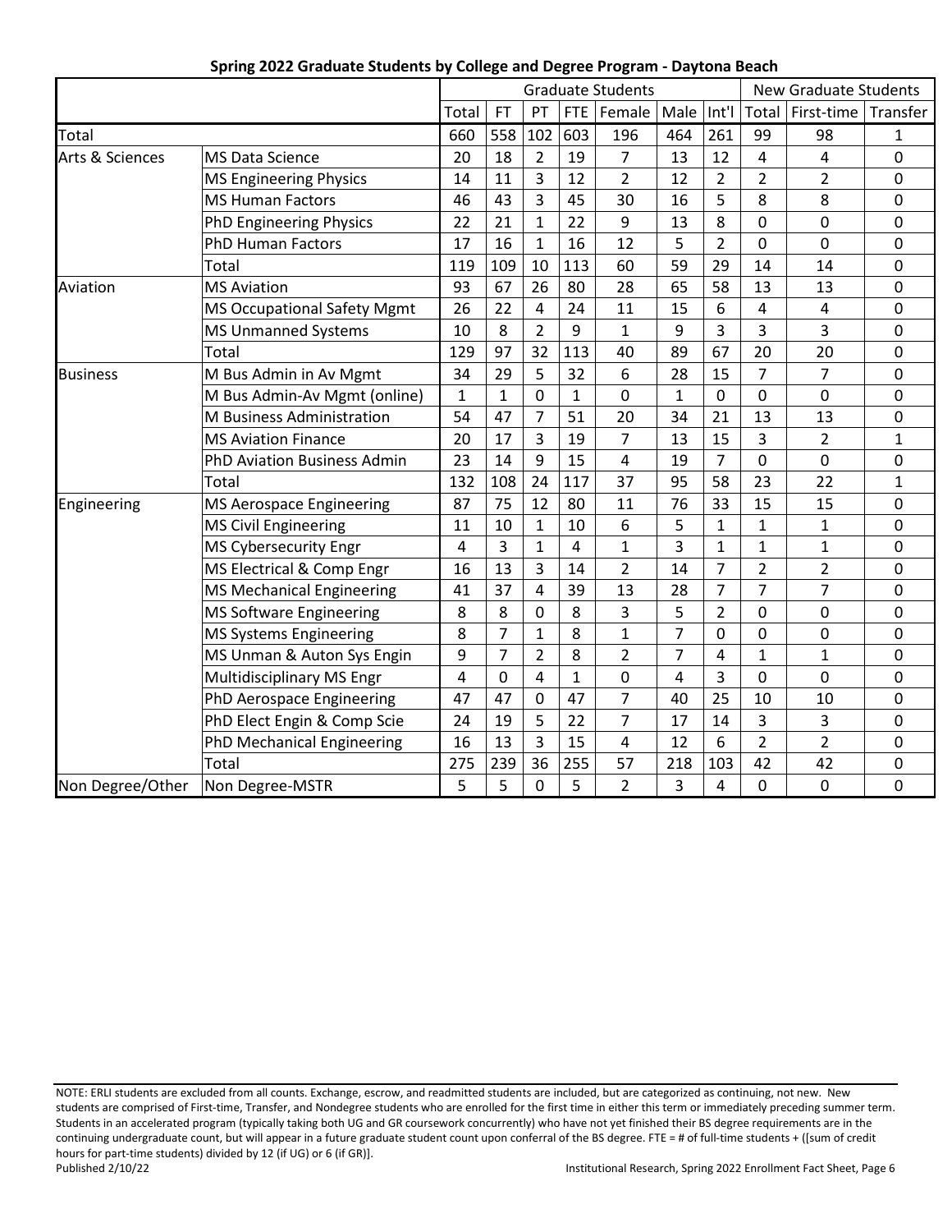## Spring 2022 Graduate Students by College and Degree Program - Daytona Beach

| | | Graduate Students | | | | | | | New Graduate Students | | |
|---|---|---|---|---|---|---|---|---|---|---|---|
| | | Total | FT | PT | FTE | Female | Male | Int'l | Total | First-time | Transfer |
| Total | | 660 | 558 | 102 | 603 | 196 | 464 | 261 | 99 | 98 | 1 |
| Arts & Sciences | MS Data Science | 20 | 18 | 2 | 19 | 7 | 13 | 12 | 4 | 4 | 0 |
| | MS Engineering Physics | 14 | 11 | 3 | 12 | 2 | 12 | 2 | 2 | 2 | 0 |
| | MS Human Factors | 46 | 43 | 3 | 45 | 30 | 16 | 5 | 8 | 8 | 0 |
| | PhD Engineering Physics | 22 | 21 | 1 | 22 | 9 | 13 | 8 | 0 | 0 | 0 |
| | PhD Human Factors | 17 | 16 | 1 | 16 | 12 | 5 | 2 | 0 | 0 | 0 |
| | Total | 119 | 109 | 10 | 113 | 60 | 59 | 29 | 14 | 14 | 0 |
| Aviation | MS Aviation | 93 | 67 | 26 | 80 | 28 | 65 | 58 | 13 | 13 | 0 |
| | MS Occupational Safety Mgmt | 26 | 22 | 4 | 24 | 11 | 15 | 6 | 4 | 4 | 0 |
| | MS Unmanned Systems | 10 | 8 | 2 | 9 | 1 | 9 | 3 | 3 | 3 | 0 |
| | Total | 129 | 97 | 32 | 113 | 40 | 89 | 67 | 20 | 20 | 0 |
| Business | M Bus Admin in Av Mgmt | 34 | 29 | 5 | 32 | 6 | 28 | 15 | 7 | 7 | 0 |
| | M Bus Admin-Av Mgmt (online) | 1 | 1 | 0 | 1 | 0 | 1 | 0 | 0 | 0 | 0 |
| | M Business Administration | 54 | 47 | 7 | 51 | 20 | 34 | 21 | 13 | 13 | 0 |
| | MS Aviation Finance | 20 | 17 | 3 | 19 | 7 | 13 | 15 | 3 | 2 | 1 |
| | PhD Aviation Business Admin | 23 | 14 | 9 | 15 | 4 | 19 | 7 | 0 | 0 | 0 |
| | Total | 132 | 108 | 24 | 117 | 37 | 95 | 58 | 23 | 22 | 1 |
| Engineering | MS Aerospace Engineering | 87 | 75 | 12 | 80 | 11 | 76 | 33 | 15 | 15 | 0 |
| | MS Civil Engineering | 11 | 10 | 1 | 10 | 6 | 5 | 1 | 1 | 1 | 0 |
| | MS Cybersecurity Engr | 4 | 3 | 1 | 4 | 1 | 3 | 1 | 1 | 1 | 0 |
| | MS Electrical & Comp Engr | 16 | 13 | 3 | 14 | 2 | 14 | 7 | 2 | 2 | 0 |
| | MS Mechanical Engineering | 41 | 37 | 4 | 39 | 13 | 28 | 7 | 7 | 7 | 0 |
| | MS Software Engineering | 8 | 8 | 0 | 8 | 3 | 5 | 2 | 0 | 0 | 0 |
| | MS Systems Engineering | 8 | 7 | 1 | 8 | 1 | 7 | 0 | 0 | 0 | 0 |
| | MS Unman & Auton Sys Engin | 9 | 7 | 2 | 8 | 2 | 7 | 4 | 1 | 1 | 0 |
| | Multidisciplinary MS Engr | 4 | 0 | 4 | 1 | 0 | 4 | 3 | 0 | 0 | 0 |
| | PhD Aerospace Engineering | 47 | 47 | 0 | 47 | 7 | 40 | 25 | 10 | 10 | 0 |
| | PhD Elect Engin & Comp Scie | 24 | 19 | 5 | 22 | 7 | 17 | 14 | 3 | 3 | 0 |
| | PhD Mechanical Engineering | 16 | 13 | 3 | 15 | 4 | 12 | 6 | 2 | 2 | 0 |
| | Total | 275 | 239 | 36 | 255 | 57 | 218 | 103 | 42 | 42 | 0 |
| Non Degree/Other | Non Degree-MSTR | 5 | 5 | 0 | 5 | 2 | 3 | 4 | 0 | 0 | 0 |

NOTE: ERLI students are excluded from all counts. Exchange, escrow, and readmitted students are included, but are categorized as continuing, not new. New students are comprised of First-time, Transfer, and Nondegree students who are enrolled for the first time in either this term or immediately preceding summer term. Students in an accelerated program (typically taking both UG and GR coursework concurrently) who have not yet finished their BS degree requirements are in the continuing undergraduate count, but will appear in a future graduate student count upon conferral of the BS degree. FTE = # of full-time students + ([sum of credit hours for part-time students] divided by 12 (if UG) or 6 (if GR)).

Published 2/10/22

Institutional Research, Spring 2022 Enrollment Fact Sheet, Page 6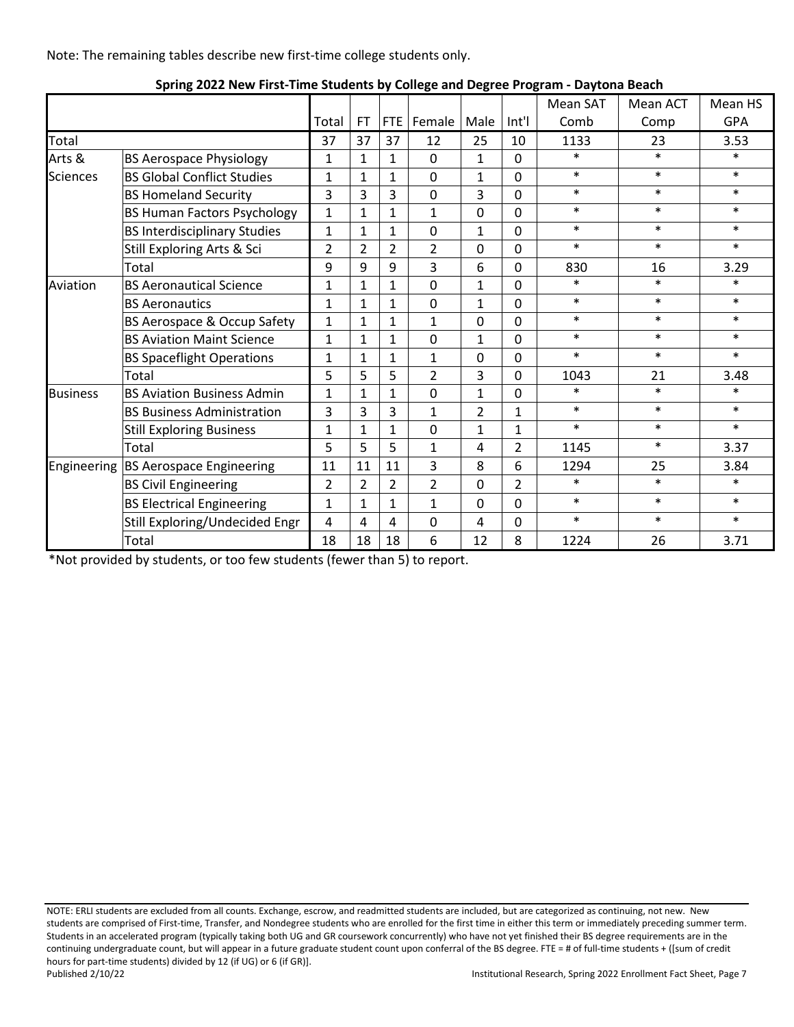Note: The remaining tables describe new first-time college students only.

**Spring 2022 New First-Time Students by College and Degree Program - Daytona Beach**

| | | Total | FT | FTE | Female | Male | Int'l | Mean SAT Comb | Mean ACT Comp | Mean HS GPA |
|---|---|---|---|---|---|---|---|---|---|---|
| Total | | 37 | 37 | 37 | 12 | 25 | 10 | 1133 | 23 | 3.53 |
| Arts & Sciences | BS Aerospace Physiology | 1 | 1 | 1 | 0 | 1 | 0 | * | * | * |
| | BS Global Conflict Studies | 1 | 1 | 1 | 0 | 1 | 0 | * | * | * |
| | BS Homeland Security | 3 | 3 | 3 | 0 | 3 | 0 | * | * | * |
| | BS Human Factors Psychology | 1 | 1 | 1 | 1 | 0 | 0 | * | * | * |
| | BS Interdisciplinary Studies | 1 | 1 | 1 | 0 | 1 | 0 | * | * | * |
| | Still Exploring Arts & Sci | 2 | 2 | 2 | 2 | 0 | 0 | * | * | * |
| | Total | 9 | 9 | 9 | 3 | 6 | 0 | 830 | 16 | 3.29 |
| Aviation | BS Aeronautical Science | 1 | 1 | 1 | 0 | 1 | 0 | * | * | * |
| | BS Aeronautics | 1 | 1 | 1 | 0 | 1 | 0 | * | * | * |
| | BS Aerospace & Occup Safety | 1 | 1 | 1 | 1 | 0 | 0 | * | * | * |
| | BS Aviation Maint Science | 1 | 1 | 1 | 0 | 1 | 0 | * | * | * |
| | BS Spaceflight Operations | 1 | 1 | 1 | 1 | 0 | 0 | * | * | * |
| | Total | 5 | 5 | 5 | 2 | 3 | 0 | 1043 | 21 | 3.48 |
| Business | BS Aviation Business Admin | 1 | 1 | 1 | 0 | 1 | 0 | * | * | * |
| | BS Business Administration | 3 | 3 | 3 | 1 | 2 | 1 | * | * | * |
| | Still Exploring Business | 1 | 1 | 1 | 0 | 1 | 1 | * | * | * |
| | Total | 5 | 5 | 5 | 1 | 4 | 2 | 1145 | * | 3.37 |
| Engineering | BS Aerospace Engineering | 11 | 11 | 11 | 3 | 8 | 6 | 1294 | 25 | 3.84 |
| | BS Civil Engineering | 2 | 2 | 2 | 2 | 0 | 2 | * | * | * |
| | BS Electrical Engineering | 1 | 1 | 1 | 1 | 0 | 0 | * | * | * |
| | Still Exploring/Undecided Engr | 4 | 4 | 4 | 0 | 4 | 0 | * | * | * |
| | Total | 18 | 18 | 18 | 6 | 12 | 8 | 1224 | 26 | 3.71 |

*Not provided by students, or too few students (fewer than 5) to report.

NOTE: ERLI students are excluded from all counts. Exchange, escrow, and readmitted students are included, but are categorized as continuing, not new. New students are comprised of First-time, Transfer, and Nondegree students who are enrolled for the first time in either this term or immediately preceding summer term. Students in an accelerated program (typically taking both UG and GR coursework concurrently) who have not yet finished their BS degree requirements are in the continuing undergraduate count, but will appear in a future graduate student count upon conferral of the BS degree. FTE = # of full-time students + ([sum of credit hours for part-time students) divided by 12 (if UG) or 6 (if GR)].

Published 2/10/22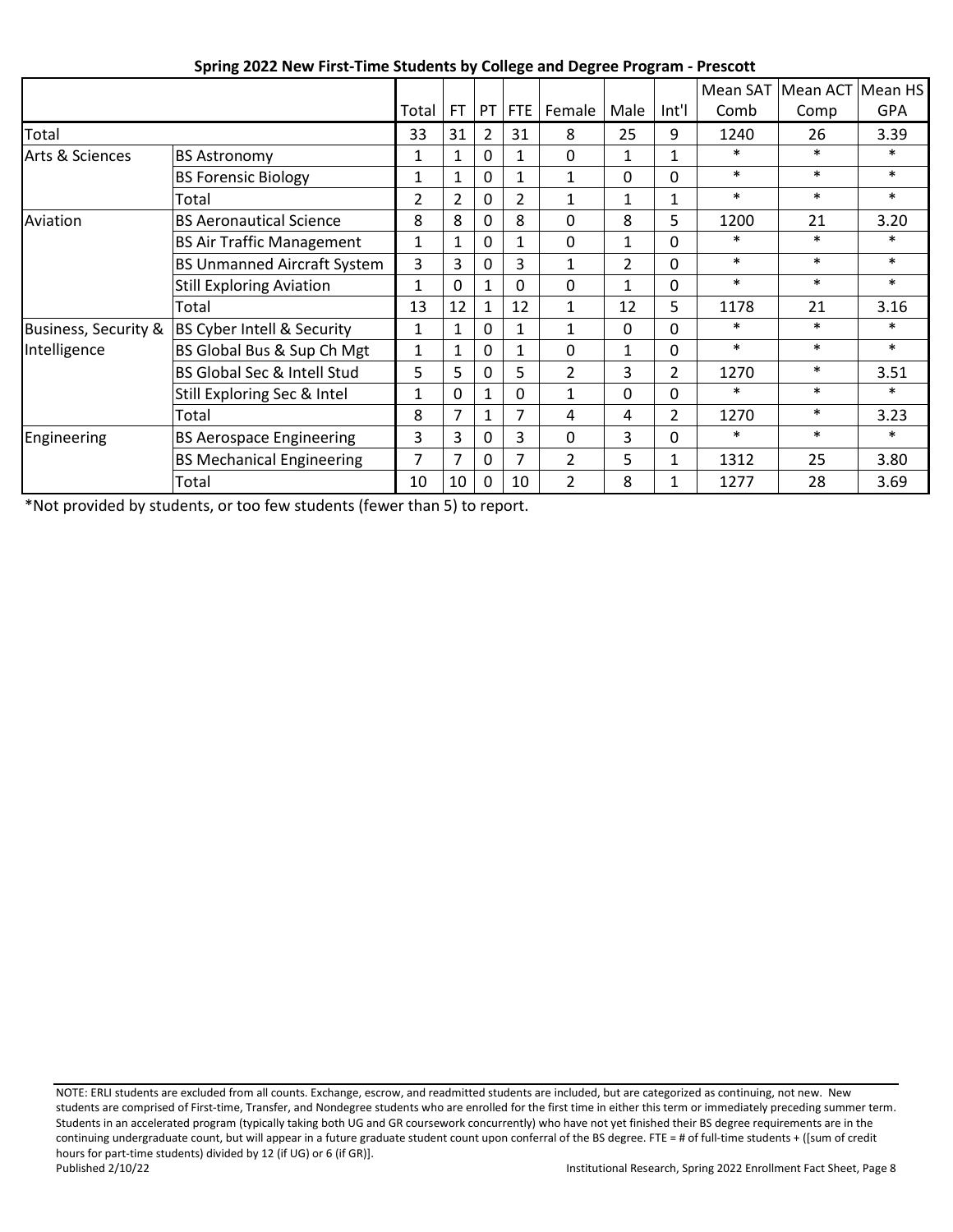**Spring 2022 New First-Time Students by College and Degree Program - Prescott**

| | | Total | FT | PT | FTE | Female | Male | Int'l | Mean SAT Comb | Mean ACT Comp | Mean HS GPA |
|---|---|---|---|---|---|---|---|---|---|---|---|
| Total | | 33 | 31 | 2 | 31 | 8 | 25 | 9 | 1240 | 26 | 3.39 |
| Arts & Sciences | BS Astronomy | 1 | 1 | 0 | 1 | 0 | 1 | 1 | * | * | * |
| | BS Forensic Biology | 1 | 1 | 0 | 1 | 1 | 0 | 0 | * | * | * |
| | Total | 2 | 2 | 0 | 2 | 1 | 1 | 1 | * | * | * |
| Aviation | BS Aeronautical Science | 8 | 8 | 0 | 8 | 0 | 8 | 5 | 1200 | 21 | 3.20 |
| | BS Air Traffic Management | 1 | 1 | 0 | 1 | 0 | 1 | 0 | * | * | * |
| | BS Unmanned Aircraft System | 3 | 3 | 0 | 3 | 1 | 2 | 0 | * | * | * |
| | Still Exploring Aviation | 1 | 0 | 1 | 0 | 0 | 1 | 0 | * | * | * |
| | Total | 13 | 12 | 1 | 12 | 1 | 12 | 5 | 1178 | 21 | 3.16 |
| Business, Security & Intelligence | BS Cyber Intell & Security | 1 | 1 | 0 | 1 | 1 | 0 | 0 | * | * | * |
| | BS Global Bus & Sup Ch Mgt | 1 | 1 | 0 | 1 | 0 | 1 | 0 | * | * | * |
| | BS Global Sec & Intell Stud | 5 | 5 | 0 | 5 | 2 | 3 | 2 | 1270 | * | 3.51 |
| | Still Exploring Sec & Intel | 1 | 0 | 1 | 0 | 1 | 0 | 0 | * | * | * |
| | Total | 8 | 7 | 1 | 7 | 4 | 4 | 2 | 1270 | * | 3.23 |
| Engineering | BS Aerospace Engineering | 3 | 3 | 0 | 3 | 0 | 3 | 0 | * | * | * |
| | BS Mechanical Engineering | 7 | 7 | 0 | 7 | 2 | 5 | 1 | 1312 | 25 | 3.80 |
| | Total | 10 | 10 | 0 | 10 | 2 | 8 | 1 | 1277 | 28 | 3.69 |

*Not provided by students, or too few students (fewer than 5) to report.

NOTE: ERLI students are excluded from all counts. Exchange, escrow, and readmitted students are included, but are categorized as continuing, not new. New students are comprised of First-time, Transfer, and Nondegree students who are enrolled for the first time in either this term or immediately preceding summer term. Students in an accelerated program (typically taking both UG and GR coursework concurrently) who have not yet finished their BS degree requirements are in the continuing undergraduate count, but will appear in a future graduate student count upon conferral of the BS degree. FTE = # of full-time students + ([sum of credit hours for part-time students) divided by 12 (if UG) or 6 (if GR)].

Published 2/10/22